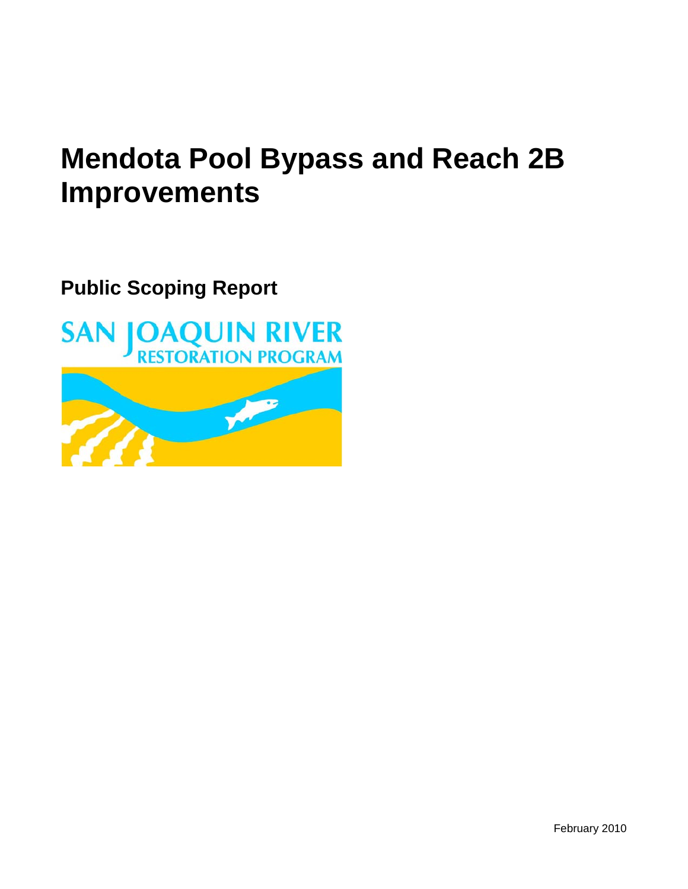# Mendota Pool Bypass and Reach 2B Improvements

## Public Scoping Report

SAN JOAQUIN RIVER
RESTORATION PROGRAM

February 2010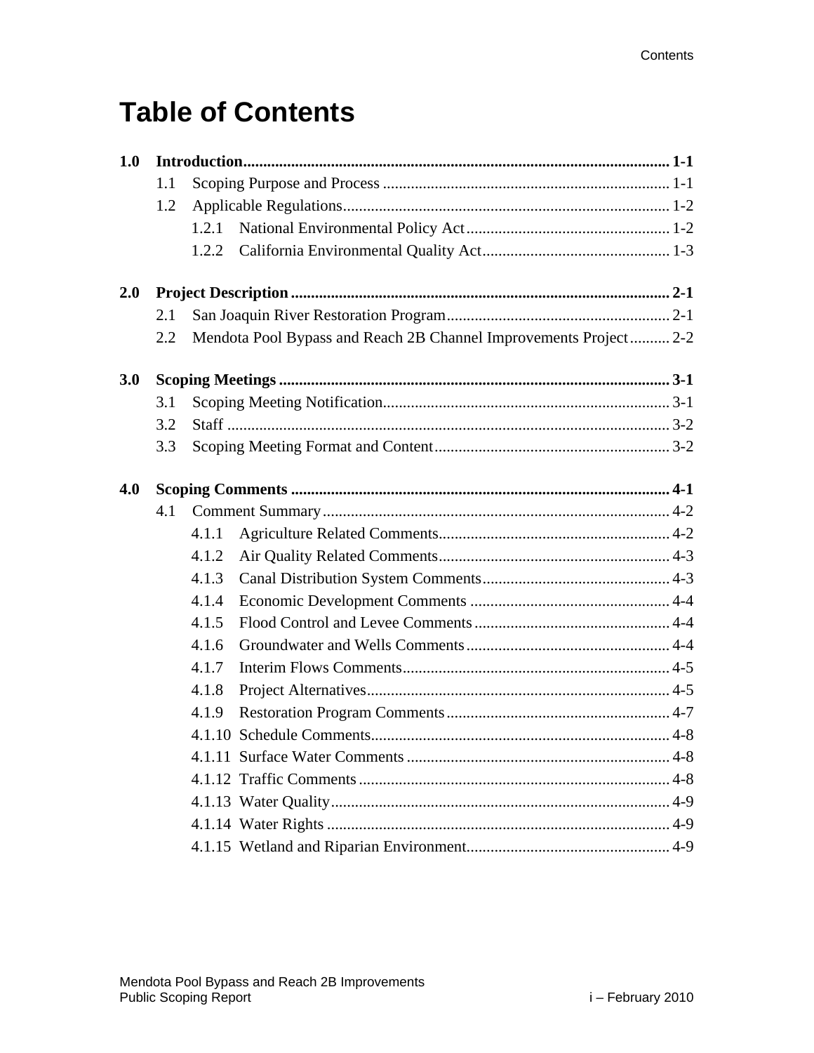# Table of Contents

**1.0 Introduction........................................................................................................ 1-1**

- 1.1 Scoping Purpose and Process ....................................................................... 1-1
- 1.2 Applicable Regulations................................................................................. 1-2
  - 1.2.1 National Environmental Policy Act.................................................. 1-2
  - 1.2.2 California Environmental Quality Act.............................................. 1-3

**2.0 Project Description ............................................................................................ 2-1**

- 2.1 San Joaquin River Restoration Program....................................................... 2-1
- 2.2 Mendota Pool Bypass and Reach 2B Channel Improvements Project.......... 2-2

**3.0 Scoping Meetings ............................................................................................... 3-1**

- 3.1 Scoping Meeting Notification....................................................................... 3-1
- 3.2 Staff ............................................................................................................. 3-2
- 3.3 Scoping Meeting Format and Content.......................................................... 3-2

**4.0 Scoping Comments ............................................................................................ 4-1**

- 4.1 Comment Summary...................................................................................... 4-2
  - 4.1.1 Agriculture Related Comments......................................................... 4-2
  - 4.1.2 Air Quality Related Comments......................................................... 4-3
  - 4.1.3 Canal Distribution System Comments.............................................. 4-3
  - 4.1.4 Economic Development Comments ................................................. 4-4
  - 4.1.5 Flood Control and Levee Comments................................................ 4-4
  - 4.1.6 Groundwater and Wells Comments.................................................. 4-4
  - 4.1.7 Interim Flows Comments.................................................................. 4-5
  - 4.1.8 Project Alternatives........................................................................... 4-5
  - 4.1.9 Restoration Program Comments....................................................... 4-7
  - 4.1.10 Schedule Comments......................................................................... 4-8
  - 4.1.11 Surface Water Comments ................................................................. 4-8
  - 4.1.12 Traffic Comments ............................................................................. 4-8
  - 4.1.13 Water Quality.................................................................................... 4-9
  - 4.1.14 Water Rights ..................................................................................... 4-9
  - 4.1.15 Wetland and Riparian Environment.................................................. 4-9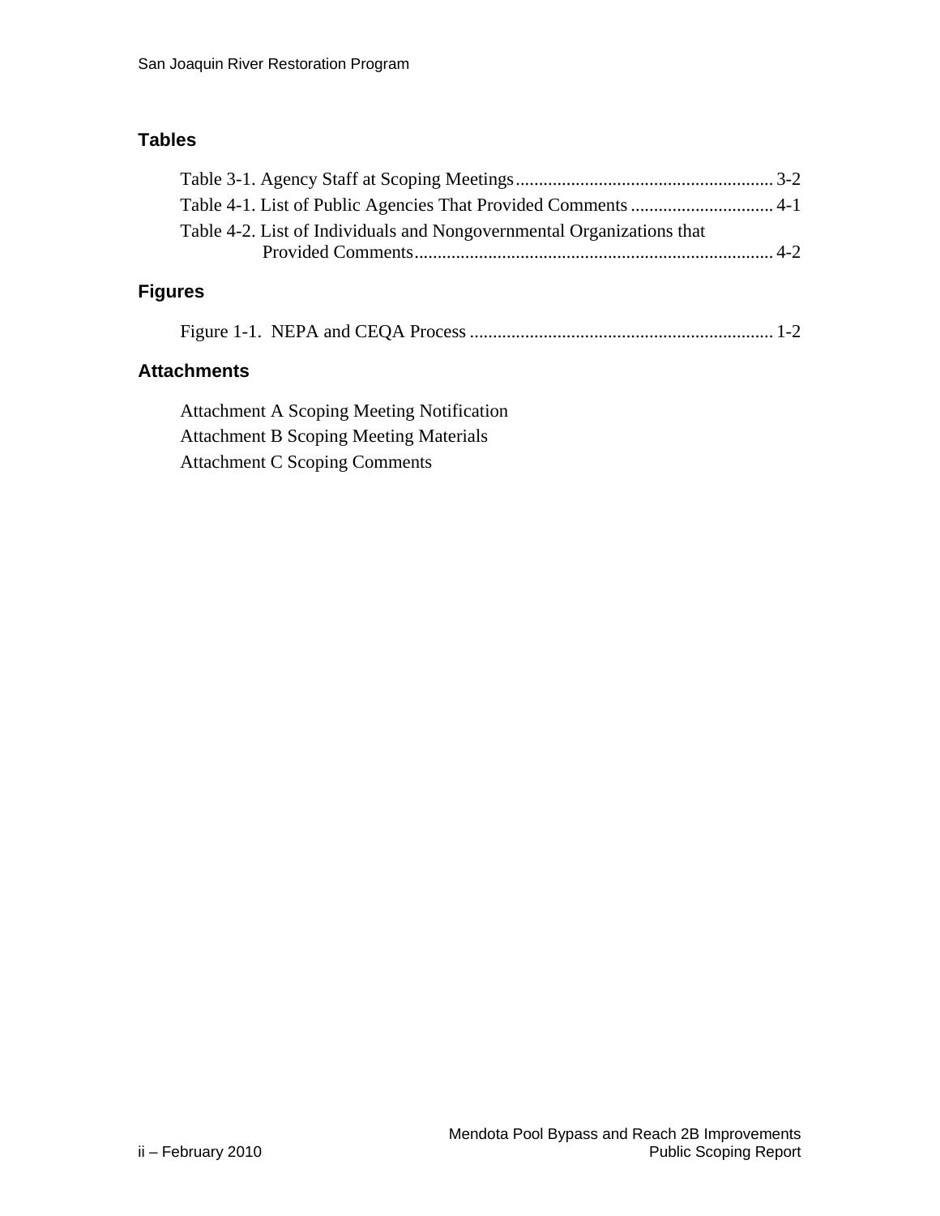## Tables

Table 3-1. Agency Staff at Scoping Meetings........................................................ 3-2
Table 4-1. List of Public Agencies That Provided Comments ............................... 4-1
Table 4-2. List of Individuals and Nongovernmental Organizations that Provided Comments.............................................................................. 4-2

## Figures

Figure 1-1. NEPA and CEQA Process .................................................................. 1-2

## Attachments

Attachment A Scoping Meeting Notification
Attachment B Scoping Meeting Materials
Attachment C Scoping Comments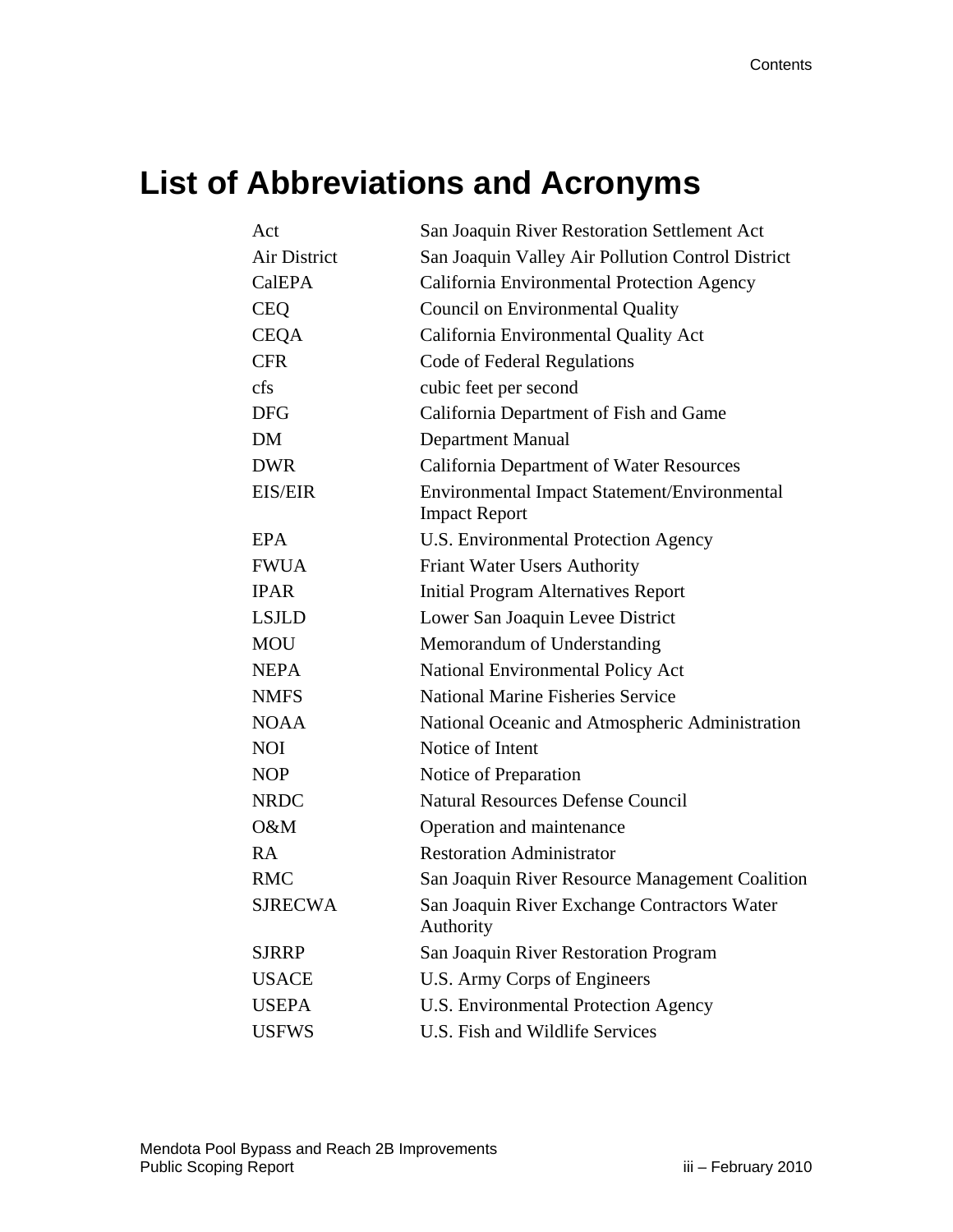# List of Abbreviations and Acronyms

| | |
|---|---|
| Act | San Joaquin River Restoration Settlement Act |
| Air District | San Joaquin Valley Air Pollution Control District |
| CalEPA | California Environmental Protection Agency |
| CEQ | Council on Environmental Quality |
| CEQA | California Environmental Quality Act |
| CFR | Code of Federal Regulations |
| cfs | cubic feet per second |
| DFG | California Department of Fish and Game |
| DM | Department Manual |
| DWR | California Department of Water Resources |
| EIS/EIR | Environmental Impact Statement/Environmental Impact Report |
| EPA | U.S. Environmental Protection Agency |
| FWUA | Friant Water Users Authority |
| IPAR | Initial Program Alternatives Report |
| LSJLD | Lower San Joaquin Levee District |
| MOU | Memorandum of Understanding |
| NEPA | National Environmental Policy Act |
| NMFS | National Marine Fisheries Service |
| NOAA | National Oceanic and Atmospheric Administration |
| NOI | Notice of Intent |
| NOP | Notice of Preparation |
| NRDC | Natural Resources Defense Council |
| O&M | Operation and maintenance |
| RA | Restoration Administrator |
| RMC | San Joaquin River Resource Management Coalition |
| SJRECWA | San Joaquin River Exchange Contractors Water Authority |
| SJRRP | San Joaquin River Restoration Program |
| USACE | U.S. Army Corps of Engineers |
| USEPA | U.S. Environmental Protection Agency |
| USFWS | U.S. Fish and Wildlife Services |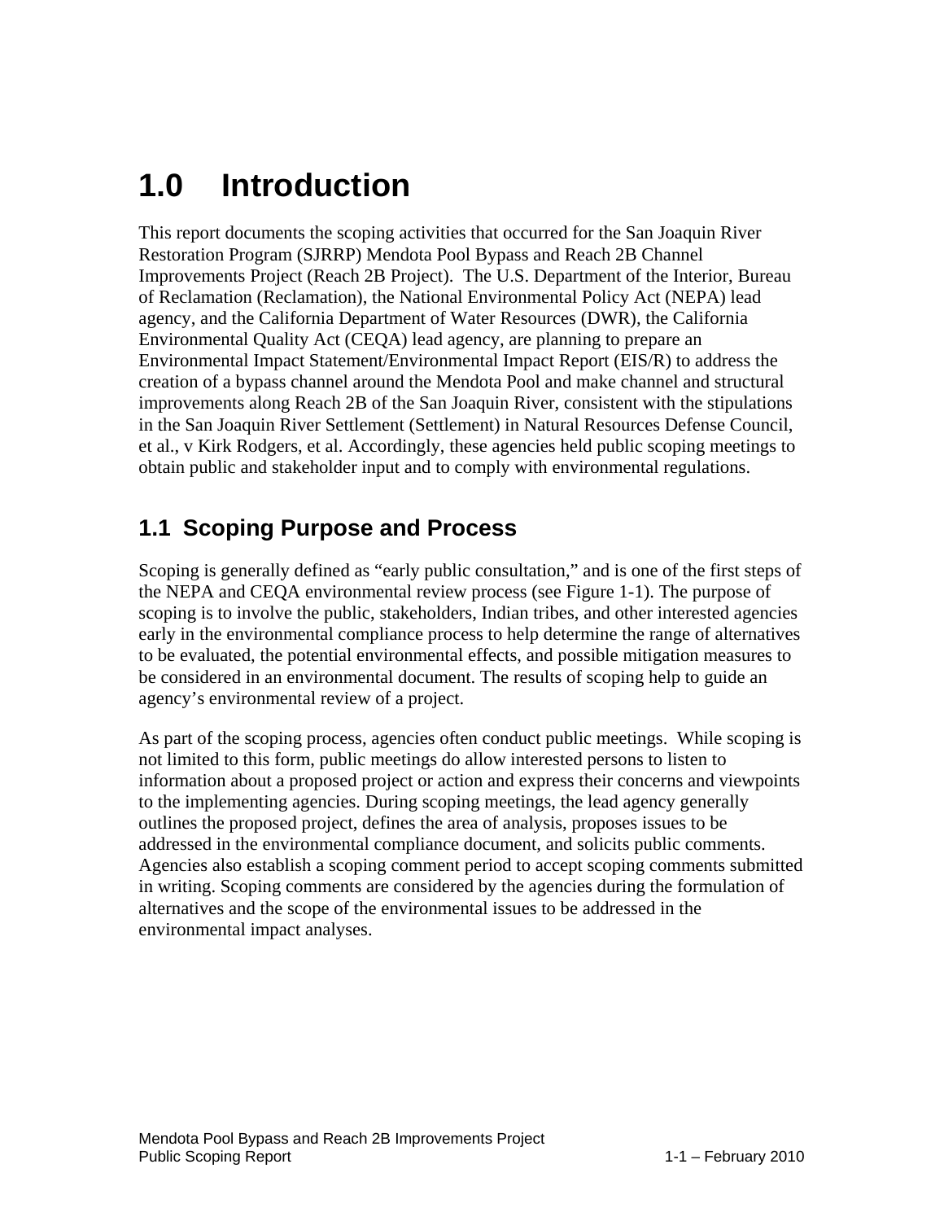# 1.0 Introduction

This report documents the scoping activities that occurred for the San Joaquin River Restoration Program (SJRRP) Mendota Pool Bypass and Reach 2B Channel Improvements Project (Reach 2B Project). The U.S. Department of the Interior, Bureau of Reclamation (Reclamation), the National Environmental Policy Act (NEPA) lead agency, and the California Department of Water Resources (DWR), the California Environmental Quality Act (CEQA) lead agency, are planning to prepare an Environmental Impact Statement/Environmental Impact Report (EIS/R) to address the creation of a bypass channel around the Mendota Pool and make channel and structural improvements along Reach 2B of the San Joaquin River, consistent with the stipulations in the San Joaquin River Settlement (Settlement) in Natural Resources Defense Council, et al., v Kirk Rodgers, et al. Accordingly, these agencies held public scoping meetings to obtain public and stakeholder input and to comply with environmental regulations.

## 1.1 Scoping Purpose and Process

Scoping is generally defined as "early public consultation," and is one of the first steps of the NEPA and CEQA environmental review process (see Figure 1-1). The purpose of scoping is to involve the public, stakeholders, Indian tribes, and other interested agencies early in the environmental compliance process to help determine the range of alternatives to be evaluated, the potential environmental effects, and possible mitigation measures to be considered in an environmental document. The results of scoping help to guide an agency's environmental review of a project.

As part of the scoping process, agencies often conduct public meetings. While scoping is not limited to this form, public meetings do allow interested persons to listen to information about a proposed project or action and express their concerns and viewpoints to the implementing agencies. During scoping meetings, the lead agency generally outlines the proposed project, defines the area of analysis, proposes issues to be addressed in the environmental compliance document, and solicits public comments. Agencies also establish a scoping comment period to accept scoping comments submitted in writing. Scoping comments are considered by the agencies during the formulation of alternatives and the scope of the environmental issues to be addressed in the environmental impact analyses.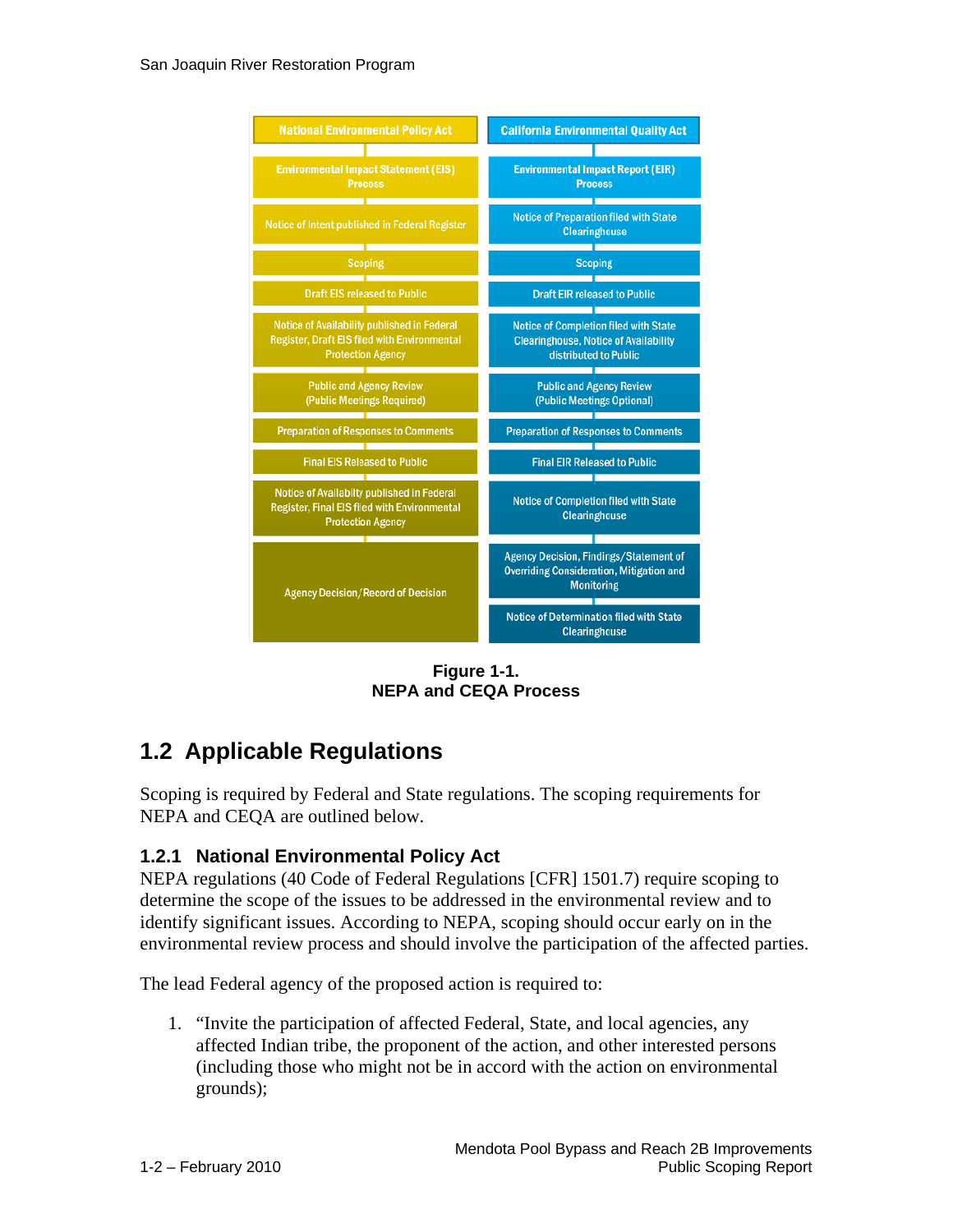| National Environmental Policy Act | California Environmental Quality Act |
| --- | --- |
| Environmental Impact Statement (EIS) Process | Environmental Impact Report (EIR) Process |
| Notice of Intent published in Federal Register | Notice of Preparation filed with State Clearinghouse |
| Scoping | Scoping |
| Draft EIS released to Public | Draft EIR released to Public |
| Notice of Availability published in Federal Register, Draft EIS filed with Environmental Protection Agency | Notice of Completion filed with State Clearinghouse, Notice of Availability distributed to Public |
| Public and Agency Review (Public Meetings Required) | Public and Agency Review (Public Meetings Optional) |
| Preparation of Responses to Comments | Preparation of Responses to Comments |
| Final EIS Released to Public | Final EIR Released to Public |
| Notice of Availabilty published in Federal Register, Final EIS filed with Environmental Protection Agency | Notice of Completion filed with State Clearinghouse |
| Agency Decision/Record of Decision | Agency Decision, Findings/Statement of Overriding Consideration, Mitigation and Monitoring |
| | Notice of Determination filed with State Clearinghouse |

**Figure 1-1.**
**NEPA and CEQA Process**

## 1.2 Applicable Regulations

Scoping is required by Federal and State regulations. The scoping requirements for NEPA and CEQA are outlined below.

### 1.2.1 National Environmental Policy Act

NEPA regulations (40 Code of Federal Regulations [CFR] 1501.7) require scoping to determine the scope of the issues to be addressed in the environmental review and to identify significant issues. According to NEPA, scoping should occur early on in the environmental review process and should involve the participation of the affected parties.

The lead Federal agency of the proposed action is required to:

1. "Invite the participation of affected Federal, State, and local agencies, any affected Indian tribe, the proponent of the action, and other interested persons (including those who might not be in accord with the action on environmental grounds);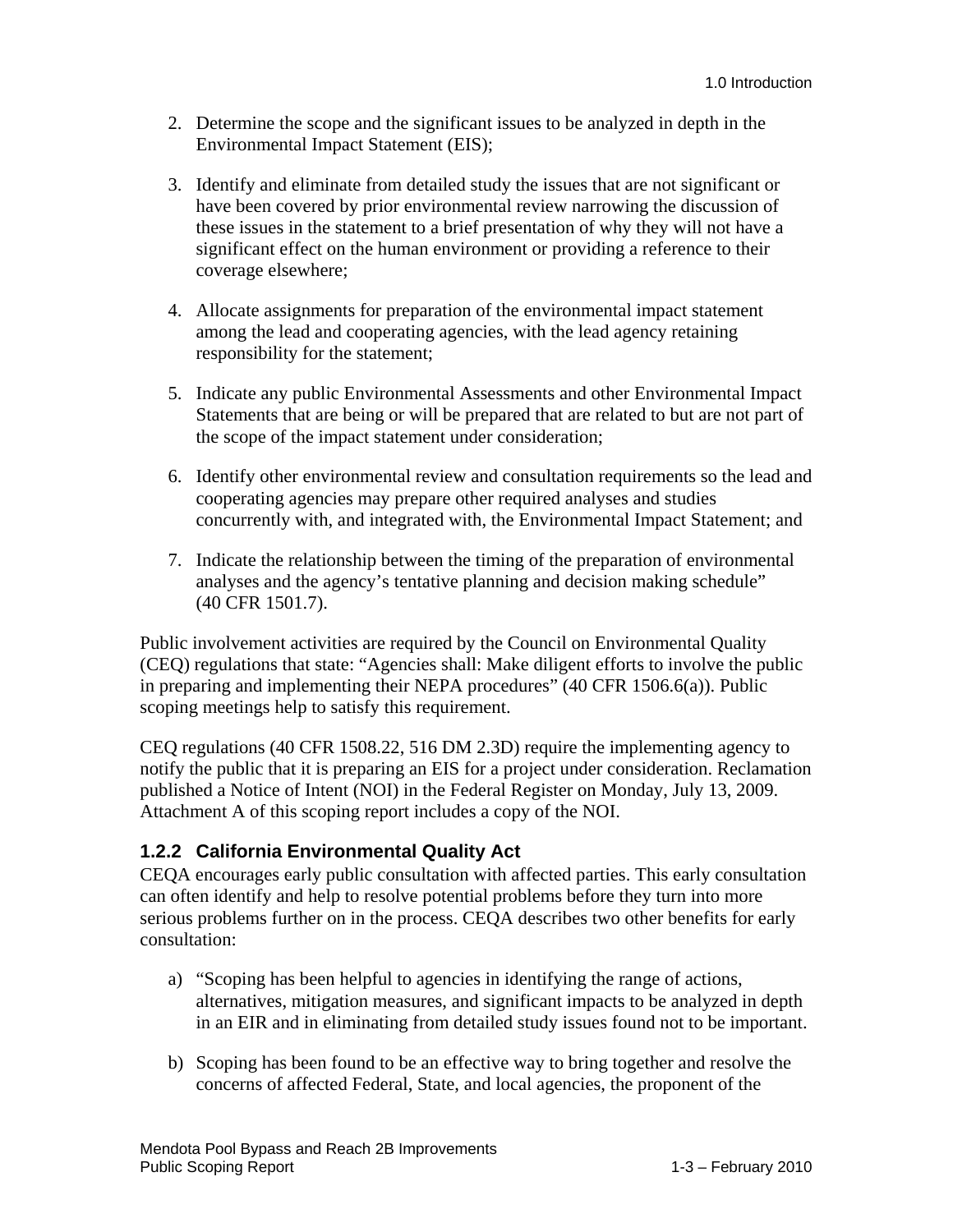2. Determine the scope and the significant issues to be analyzed in depth in the Environmental Impact Statement (EIS);

3. Identify and eliminate from detailed study the issues that are not significant or have been covered by prior environmental review narrowing the discussion of these issues in the statement to a brief presentation of why they will not have a significant effect on the human environment or providing a reference to their coverage elsewhere;

4. Allocate assignments for preparation of the environmental impact statement among the lead and cooperating agencies, with the lead agency retaining responsibility for the statement;

5. Indicate any public Environmental Assessments and other Environmental Impact Statements that are being or will be prepared that are related to but are not part of the scope of the impact statement under consideration;

6. Identify other environmental review and consultation requirements so the lead and cooperating agencies may prepare other required analyses and studies concurrently with, and integrated with, the Environmental Impact Statement; and

7. Indicate the relationship between the timing of the preparation of environmental analyses and the agency's tentative planning and decision making schedule" (40 CFR 1501.7).

Public involvement activities are required by the Council on Environmental Quality (CEQ) regulations that state: "Agencies shall: Make diligent efforts to involve the public in preparing and implementing their NEPA procedures" (40 CFR 1506.6(a)). Public scoping meetings help to satisfy this requirement.

CEQ regulations (40 CFR 1508.22, 516 DM 2.3D) require the implementing agency to notify the public that it is preparing an EIS for a project under consideration. Reclamation published a Notice of Intent (NOI) in the Federal Register on Monday, July 13, 2009. Attachment A of this scoping report includes a copy of the NOI.

### 1.2.2 California Environmental Quality Act

CEQA encourages early public consultation with affected parties. This early consultation can often identify and help to resolve potential problems before they turn into more serious problems further on in the process. CEQA describes two other benefits for early consultation:

a) "Scoping has been helpful to agencies in identifying the range of actions, alternatives, mitigation measures, and significant impacts to be analyzed in depth in an EIR and in eliminating from detailed study issues found not to be important.

b) Scoping has been found to be an effective way to bring together and resolve the concerns of affected Federal, State, and local agencies, the proponent of the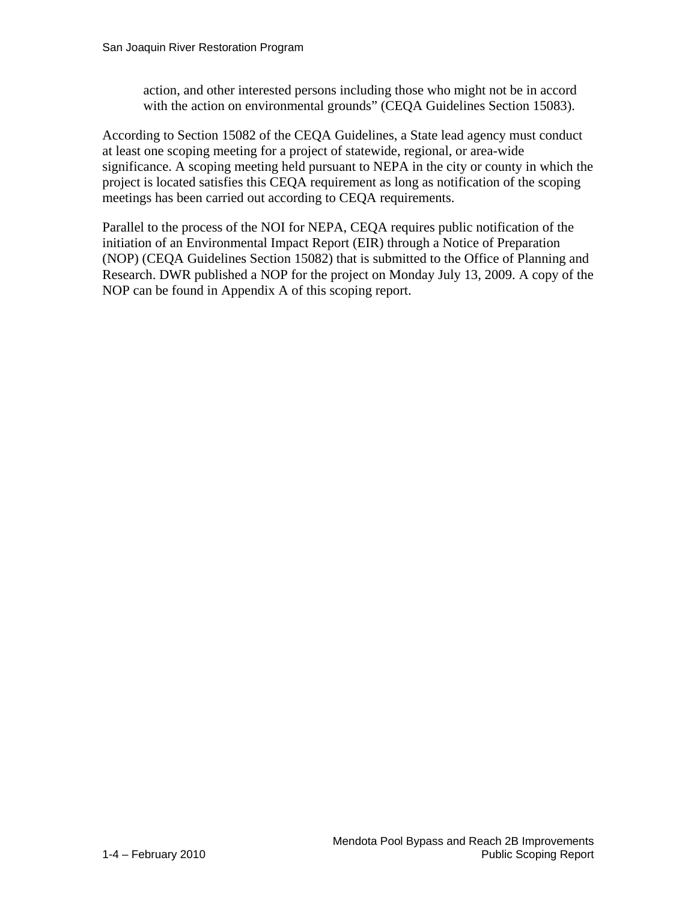action, and other interested persons including those who might not be in accord with the action on environmental grounds" (CEQA Guidelines Section 15083).

According to Section 15082 of the CEQA Guidelines, a State lead agency must conduct at least one scoping meeting for a project of statewide, regional, or area-wide significance. A scoping meeting held pursuant to NEPA in the city or county in which the project is located satisfies this CEQA requirement as long as notification of the scoping meetings has been carried out according to CEQA requirements.

Parallel to the process of the NOI for NEPA, CEQA requires public notification of the initiation of an Environmental Impact Report (EIR) through a Notice of Preparation (NOP) (CEQA Guidelines Section 15082) that is submitted to the Office of Planning and Research. DWR published a NOP for the project on Monday July 13, 2009. A copy of the NOP can be found in Appendix A of this scoping report.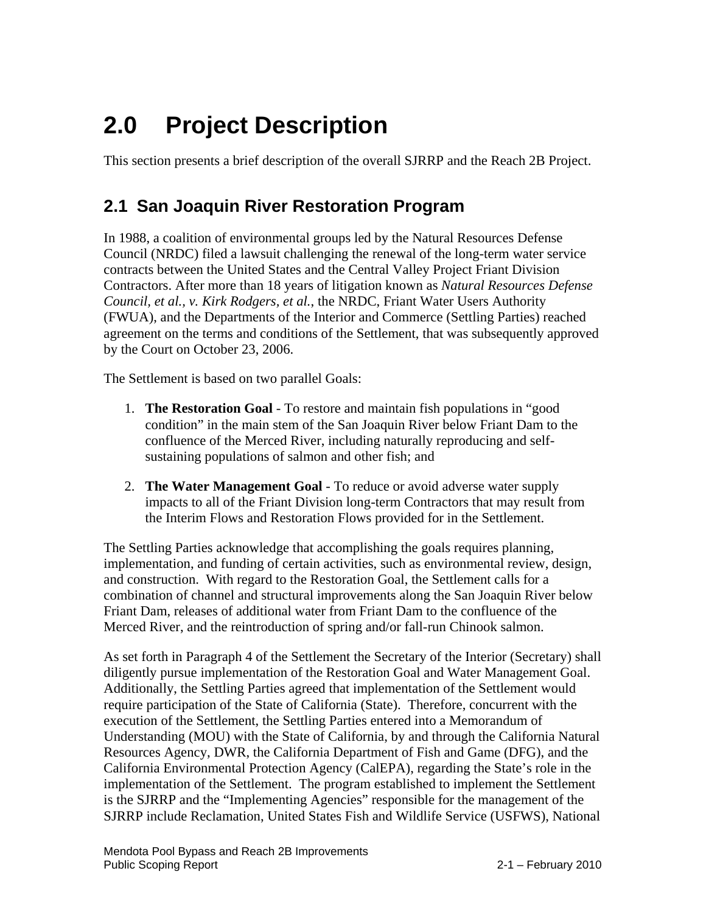# 2.0 Project Description

This section presents a brief description of the overall SJRRP and the Reach 2B Project.

## 2.1 San Joaquin River Restoration Program

In 1988, a coalition of environmental groups led by the Natural Resources Defense Council (NRDC) filed a lawsuit challenging the renewal of the long-term water service contracts between the United States and the Central Valley Project Friant Division Contractors. After more than 18 years of litigation known as *Natural Resources Defense Council, et al., v. Kirk Rodgers, et al.*, the NRDC, Friant Water Users Authority (FWUA), and the Departments of the Interior and Commerce (Settling Parties) reached agreement on the terms and conditions of the Settlement, that was subsequently approved by the Court on October 23, 2006.

The Settlement is based on two parallel Goals:

1. **The Restoration Goal** - To restore and maintain fish populations in "good condition" in the main stem of the San Joaquin River below Friant Dam to the confluence of the Merced River, including naturally reproducing and self-sustaining populations of salmon and other fish; and
2. **The Water Management Goal** - To reduce or avoid adverse water supply impacts to all of the Friant Division long-term Contractors that may result from the Interim Flows and Restoration Flows provided for in the Settlement.

The Settling Parties acknowledge that accomplishing the goals requires planning, implementation, and funding of certain activities, such as environmental review, design, and construction. With regard to the Restoration Goal, the Settlement calls for a combination of channel and structural improvements along the San Joaquin River below Friant Dam, releases of additional water from Friant Dam to the confluence of the Merced River, and the reintroduction of spring and/or fall-run Chinook salmon.

As set forth in Paragraph 4 of the Settlement the Secretary of the Interior (Secretary) shall diligently pursue implementation of the Restoration Goal and Water Management Goal. Additionally, the Settling Parties agreed that implementation of the Settlement would require participation of the State of California (State). Therefore, concurrent with the execution of the Settlement, the Settling Parties entered into a Memorandum of Understanding (MOU) with the State of California, by and through the California Natural Resources Agency, DWR, the California Department of Fish and Game (DFG), and the California Environmental Protection Agency (CalEPA), regarding the State's role in the implementation of the Settlement. The program established to implement the Settlement is the SJRRP and the "Implementing Agencies" responsible for the management of the SJRRP include Reclamation, United States Fish and Wildlife Service (USFWS), National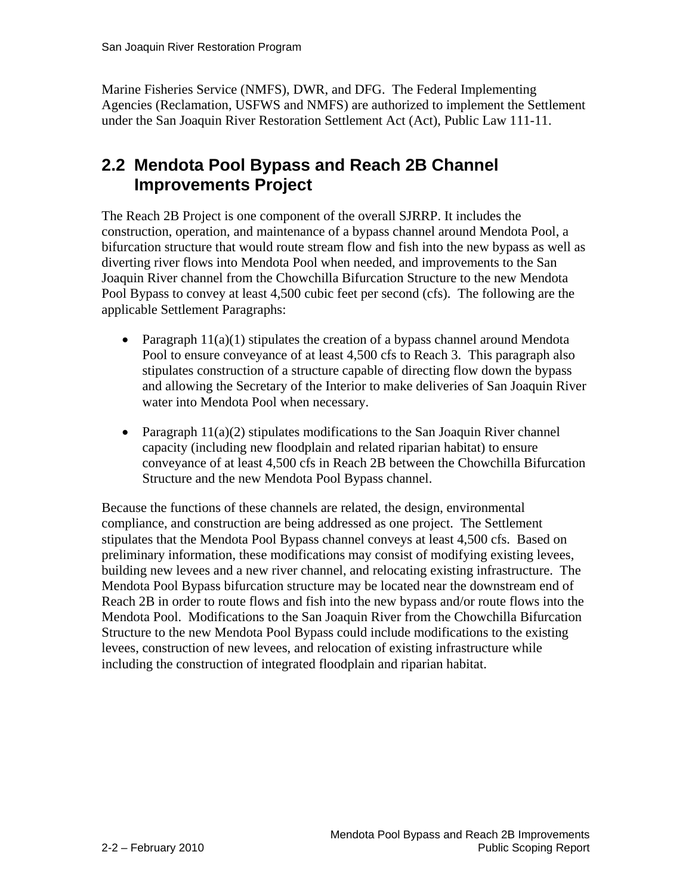Marine Fisheries Service (NMFS), DWR, and DFG. The Federal Implementing Agencies (Reclamation, USFWS and NMFS) are authorized to implement the Settlement under the San Joaquin River Restoration Settlement Act (Act), Public Law 111-11.

## 2.2 Mendota Pool Bypass and Reach 2B Channel Improvements Project

The Reach 2B Project is one component of the overall SJRRP. It includes the construction, operation, and maintenance of a bypass channel around Mendota Pool, a bifurcation structure that would route stream flow and fish into the new bypass as well as diverting river flows into Mendota Pool when needed, and improvements to the San Joaquin River channel from the Chowchilla Bifurcation Structure to the new Mendota Pool Bypass to convey at least 4,500 cubic feet per second (cfs). The following are the applicable Settlement Paragraphs:

- Paragraph 11(a)(1) stipulates the creation of a bypass channel around Mendota Pool to ensure conveyance of at least 4,500 cfs to Reach 3. This paragraph also stipulates construction of a structure capable of directing flow down the bypass and allowing the Secretary of the Interior to make deliveries of San Joaquin River water into Mendota Pool when necessary.

- Paragraph 11(a)(2) stipulates modifications to the San Joaquin River channel capacity (including new floodplain and related riparian habitat) to ensure conveyance of at least 4,500 cfs in Reach 2B between the Chowchilla Bifurcation Structure and the new Mendota Pool Bypass channel.

Because the functions of these channels are related, the design, environmental compliance, and construction are being addressed as one project. The Settlement stipulates that the Mendota Pool Bypass channel conveys at least 4,500 cfs. Based on preliminary information, these modifications may consist of modifying existing levees, building new levees and a new river channel, and relocating existing infrastructure. The Mendota Pool Bypass bifurcation structure may be located near the downstream end of Reach 2B in order to route flows and fish into the new bypass and/or route flows into the Mendota Pool. Modifications to the San Joaquin River from the Chowchilla Bifurcation Structure to the new Mendota Pool Bypass could include modifications to the existing levees, construction of new levees, and relocation of existing infrastructure while including the construction of integrated floodplain and riparian habitat.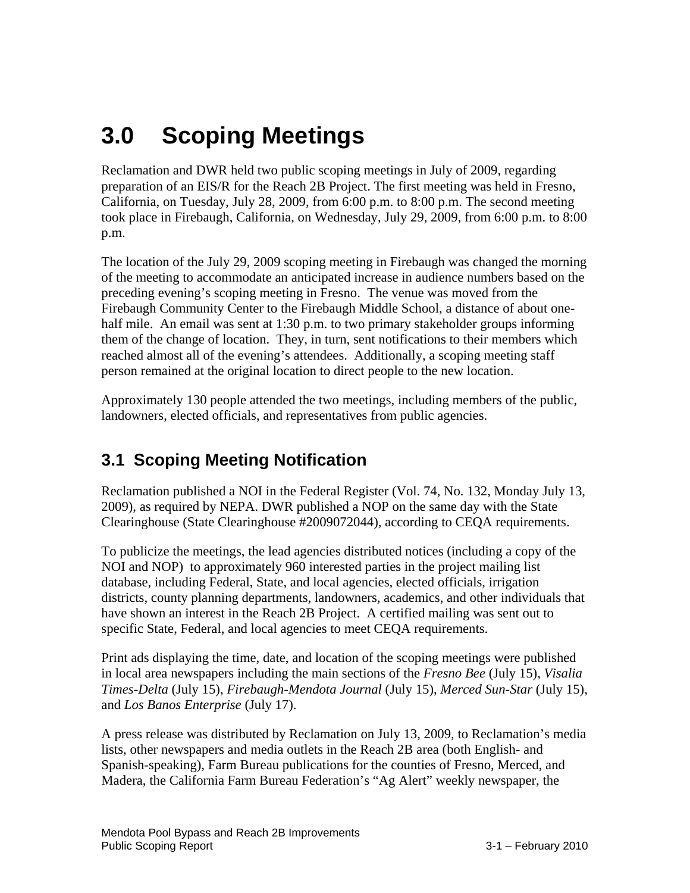# 3.0 Scoping Meetings

Reclamation and DWR held two public scoping meetings in July of 2009, regarding preparation of an EIS/R for the Reach 2B Project. The first meeting was held in Fresno, California, on Tuesday, July 28, 2009, from 6:00 p.m. to 8:00 p.m. The second meeting took place in Firebaugh, California, on Wednesday, July 29, 2009, from 6:00 p.m. to 8:00 p.m.

The location of the July 29, 2009 scoping meeting in Firebaugh was changed the morning of the meeting to accommodate an anticipated increase in audience numbers based on the preceding evening's scoping meeting in Fresno. The venue was moved from the Firebaugh Community Center to the Firebaugh Middle School, a distance of about one-half mile. An email was sent at 1:30 p.m. to two primary stakeholder groups informing them of the change of location. They, in turn, sent notifications to their members which reached almost all of the evening's attendees. Additionally, a scoping meeting staff person remained at the original location to direct people to the new location.

Approximately 130 people attended the two meetings, including members of the public, landowners, elected officials, and representatives from public agencies.

## 3.1 Scoping Meeting Notification

Reclamation published a NOI in the Federal Register (Vol. 74, No. 132, Monday July 13, 2009), as required by NEPA. DWR published a NOP on the same day with the State Clearinghouse (State Clearinghouse #2009072044), according to CEQA requirements.

To publicize the meetings, the lead agencies distributed notices (including a copy of the NOI and NOP) to approximately 960 interested parties in the project mailing list database, including Federal, State, and local agencies, elected officials, irrigation districts, county planning departments, landowners, academics, and other individuals that have shown an interest in the Reach 2B Project. A certified mailing was sent out to specific State, Federal, and local agencies to meet CEQA requirements.

Print ads displaying the time, date, and location of the scoping meetings were published in local area newspapers including the main sections of the *Fresno Bee* (July 15), *Visalia Times-Delta* (July 15), *Firebaugh-Mendota Journal* (July 15), *Merced Sun-Star* (July 15), and *Los Banos Enterprise* (July 17).

A press release was distributed by Reclamation on July 13, 2009, to Reclamation's media lists, other newspapers and media outlets in the Reach 2B area (both English- and Spanish-speaking), Farm Bureau publications for the counties of Fresno, Merced, and Madera, the California Farm Bureau Federation's "Ag Alert" weekly newspaper, the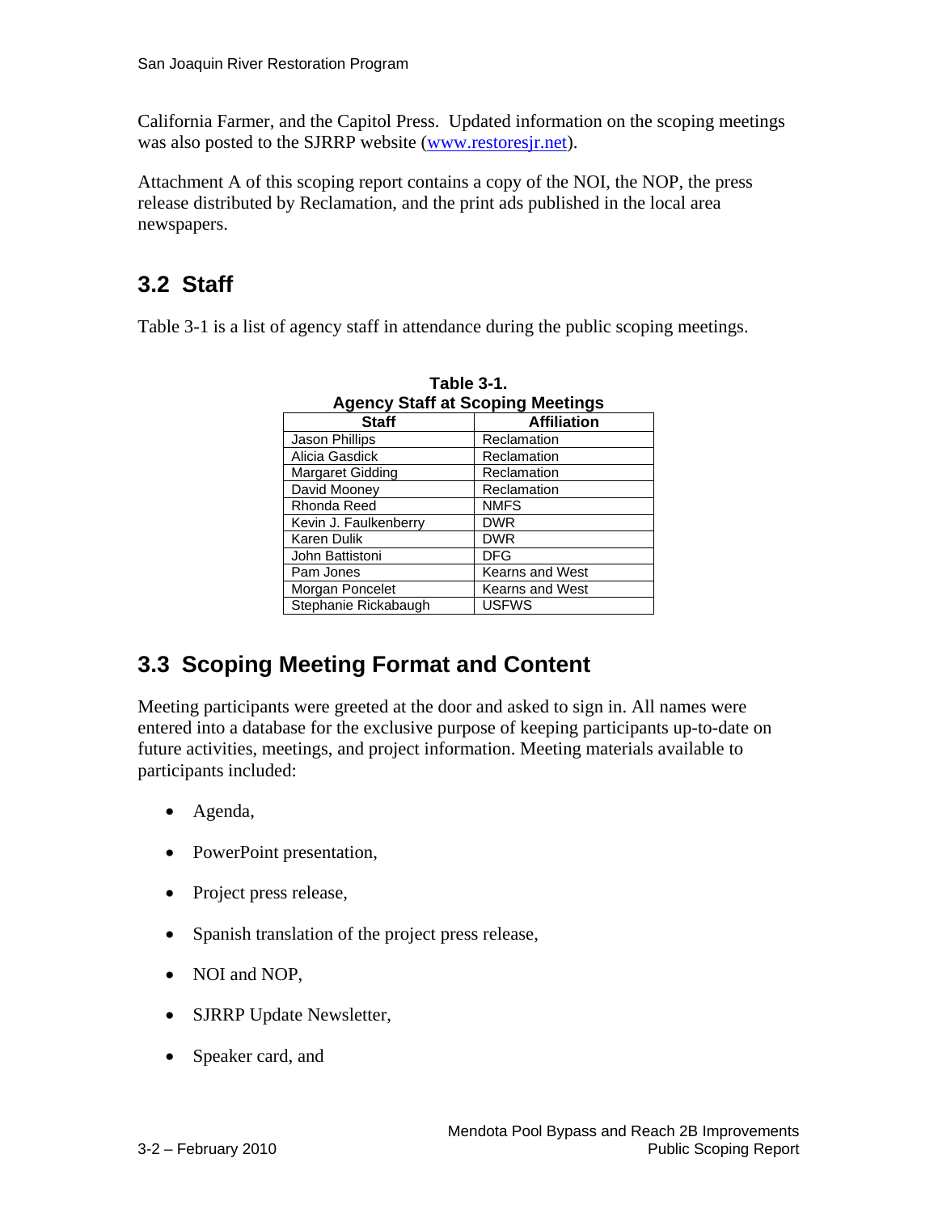California Farmer, and the Capitol Press. Updated information on the scoping meetings was also posted to the SJRRP website (www.restoresjr.net).

Attachment A of this scoping report contains a copy of the NOI, the NOP, the press release distributed by Reclamation, and the print ads published in the local area newspapers.

## 3.2 Staff

Table 3-1 is a list of agency staff in attendance during the public scoping meetings.

**Table 3-1.**
**Agency Staff at Scoping Meetings**

| Staff | Affiliation |
|---|---|
| Jason Phillips | Reclamation |
| Alicia Gasdick | Reclamation |
| Margaret Gidding | Reclamation |
| David Mooney | Reclamation |
| Rhonda Reed | NMFS |
| Kevin J. Faulkenberry | DWR |
| Karen Dulik | DWR |
| John Battistoni | DFG |
| Pam Jones | Kearns and West |
| Morgan Poncelet | Kearns and West |
| Stephanie Rickabaugh | USFWS |

## 3.3 Scoping Meeting Format and Content

Meeting participants were greeted at the door and asked to sign in. All names were entered into a database for the exclusive purpose of keeping participants up-to-date on future activities, meetings, and project information. Meeting materials available to participants included:

- Agenda,
- PowerPoint presentation,
- Project press release,
- Spanish translation of the project press release,
- NOI and NOP,
- SJRRP Update Newsletter,
- Speaker card, and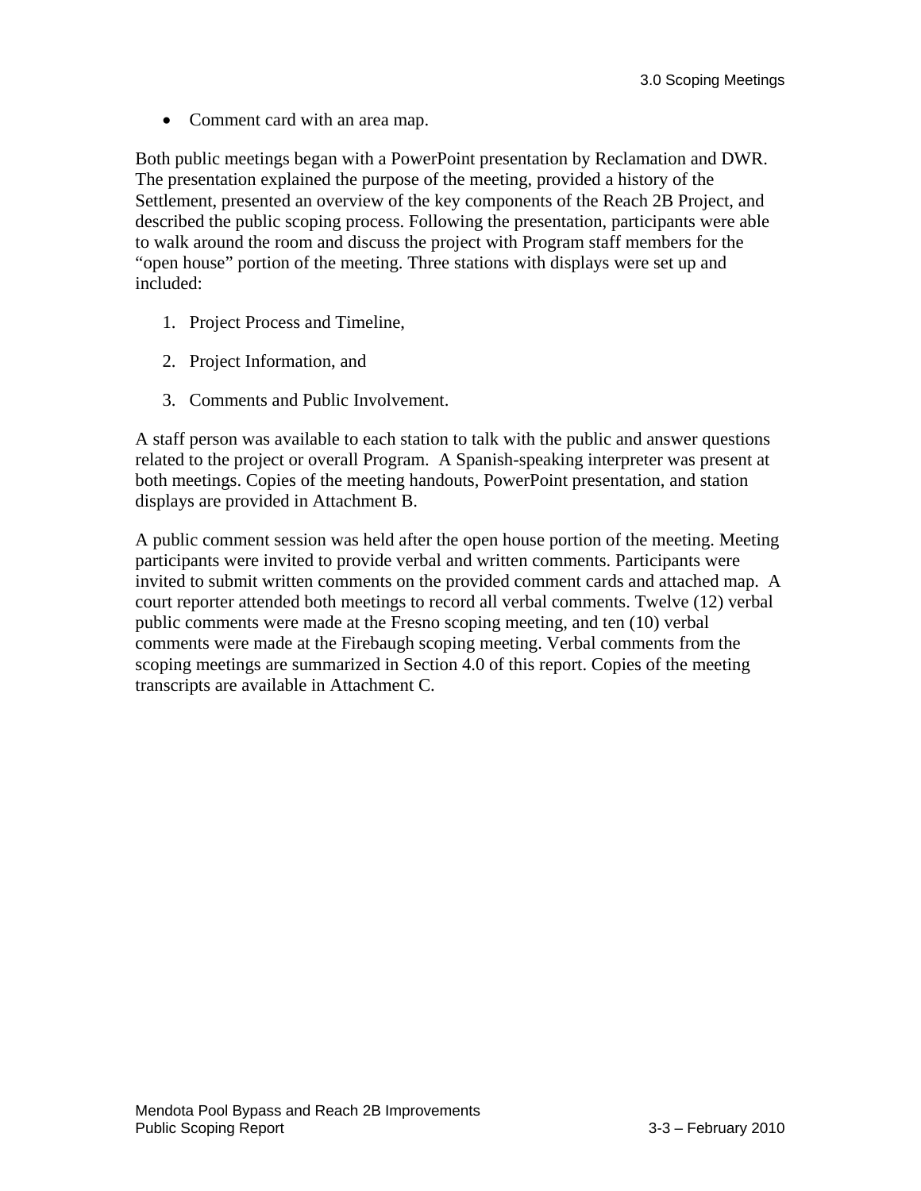- Comment card with an area map.

Both public meetings began with a PowerPoint presentation by Reclamation and DWR. The presentation explained the purpose of the meeting, provided a history of the Settlement, presented an overview of the key components of the Reach 2B Project, and described the public scoping process. Following the presentation, participants were able to walk around the room and discuss the project with Program staff members for the "open house" portion of the meeting. Three stations with displays were set up and included:

1. Project Process and Timeline,
2. Project Information, and
3. Comments and Public Involvement.

A staff person was available to each station to talk with the public and answer questions related to the project or overall Program. A Spanish-speaking interpreter was present at both meetings. Copies of the meeting handouts, PowerPoint presentation, and station displays are provided in Attachment B.

A public comment session was held after the open house portion of the meeting. Meeting participants were invited to provide verbal and written comments. Participants were invited to submit written comments on the provided comment cards and attached map. A court reporter attended both meetings to record all verbal comments. Twelve (12) verbal public comments were made at the Fresno scoping meeting, and ten (10) verbal comments were made at the Firebaugh scoping meeting. Verbal comments from the scoping meetings are summarized in Section 4.0 of this report. Copies of the meeting transcripts are available in Attachment C.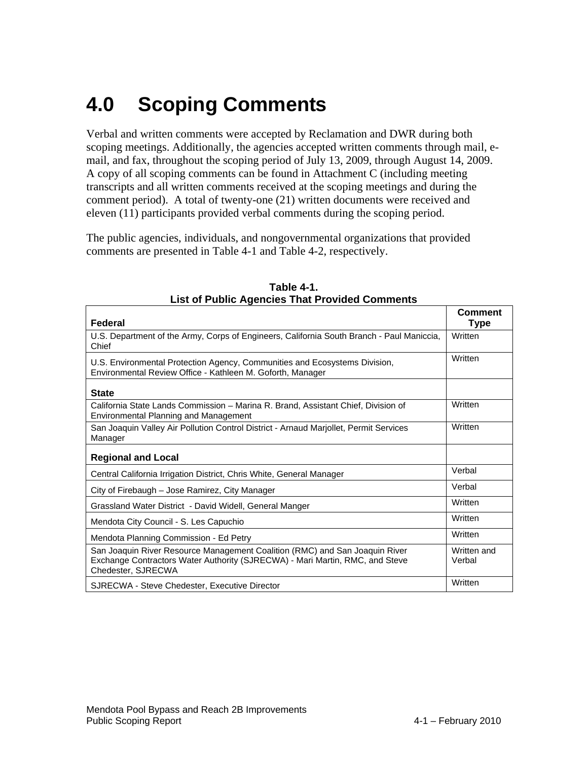# 4.0 Scoping Comments

Verbal and written comments were accepted by Reclamation and DWR during both scoping meetings. Additionally, the agencies accepted written comments through mail, e-mail, and fax, throughout the scoping period of July 13, 2009, through August 14, 2009. A copy of all scoping comments can be found in Attachment C (including meeting transcripts and all written comments received at the scoping meetings and during the comment period). A total of twenty-one (21) written documents were received and eleven (11) participants provided verbal comments during the scoping period.

The public agencies, individuals, and nongovernmental organizations that provided comments are presented in Table 4-1 and Table 4-2, respectively.

**Table 4-1.**
**List of Public Agencies That Provided Comments**

| **Federal** | **Comment Type** |
|---|---|
| U.S. Department of the Army, Corps of Engineers, California South Branch - Paul Maniccia, Chief | Written |
| U.S. Environmental Protection Agency, Communities and Ecosystems Division, Environmental Review Office - Kathleen M. Goforth, Manager | Written |
| **State** | |
| California State Lands Commission – Marina R. Brand, Assistant Chief, Division of Environmental Planning and Management | Written |
| San Joaquin Valley Air Pollution Control District - Arnaud Marjollet, Permit Services Manager | Written |
| **Regional and Local** | |
| Central California Irrigation District, Chris White, General Manager | Verbal |
| City of Firebaugh – Jose Ramirez, City Manager | Verbal |
| Grassland Water District - David Widell, General Manger | Written |
| Mendota City Council - S. Les Capuchio | Written |
| Mendota Planning Commission - Ed Petry | Written |
| San Joaquin River Resource Management Coalition (RMC) and San Joaquin River Exchange Contractors Water Authority (SJRECWA) - Mari Martin, RMC, and Steve Chedester, SJRECWA | Written and Verbal |
| SJRECWA - Steve Chedester, Executive Director | Written |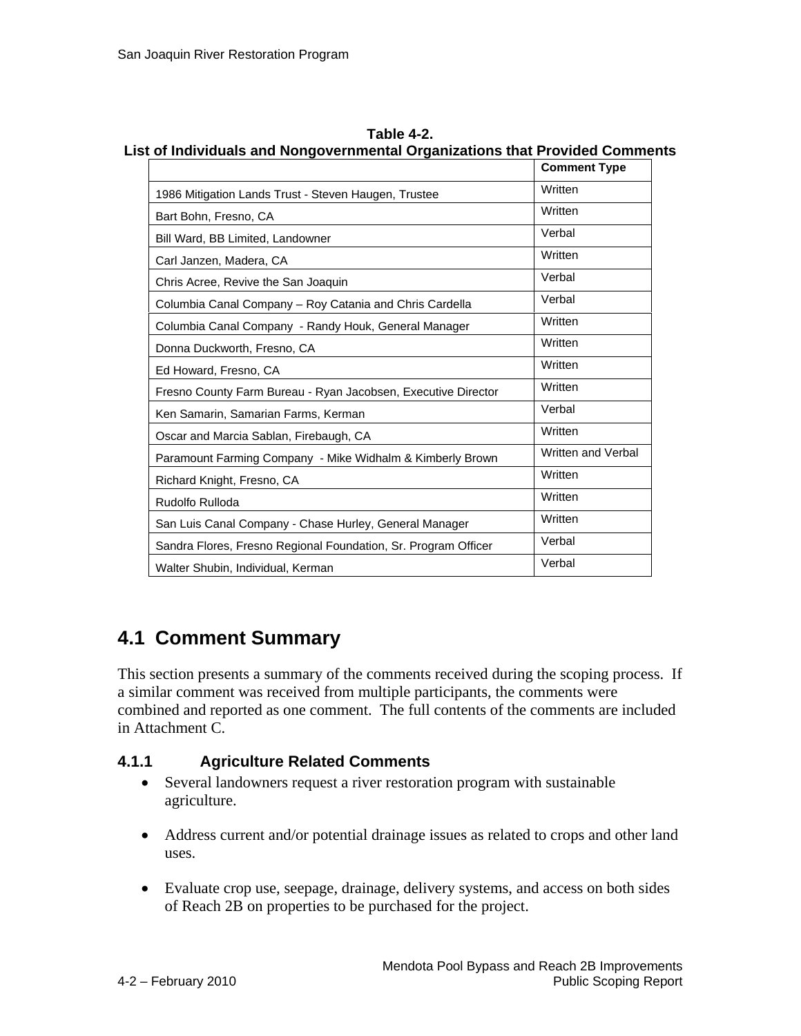**Table 4-2.**
**List of Individuals and Nongovernmental Organizations that Provided Comments**

| | Comment Type |
|---|---|
| 1986 Mitigation Lands Trust - Steven Haugen, Trustee | Written |
| Bart Bohn, Fresno, CA | Written |
| Bill Ward, BB Limited, Landowner | Verbal |
| Carl Janzen, Madera, CA | Written |
| Chris Acree, Revive the San Joaquin | Verbal |
| Columbia Canal Company – Roy Catania and Chris Cardella | Verbal |
| Columbia Canal Company - Randy Houk, General Manager | Written |
| Donna Duckworth, Fresno, CA | Written |
| Ed Howard, Fresno, CA | Written |
| Fresno County Farm Bureau - Ryan Jacobsen, Executive Director | Written |
| Ken Samarin, Samarian Farms, Kerman | Verbal |
| Oscar and Marcia Sablan, Firebaugh, CA | Written |
| Paramount Farming Company - Mike Widhalm & Kimberly Brown | Written and Verbal |
| Richard Knight, Fresno, CA | Written |
| Rudolfo Rulloda | Written |
| San Luis Canal Company - Chase Hurley, General Manager | Written |
| Sandra Flores, Fresno Regional Foundation, Sr. Program Officer | Verbal |
| Walter Shubin, Individual, Kerman | Verbal |

## 4.1 Comment Summary

This section presents a summary of the comments received during the scoping process. If a similar comment was received from multiple participants, the comments were combined and reported as one comment. The full contents of the comments are included in Attachment C.

### 4.1.1 Agriculture Related Comments

- Several landowners request a river restoration program with sustainable agriculture.
- Address current and/or potential drainage issues as related to crops and other land uses.
- Evaluate crop use, seepage, drainage, delivery systems, and access on both sides of Reach 2B on properties to be purchased for the project.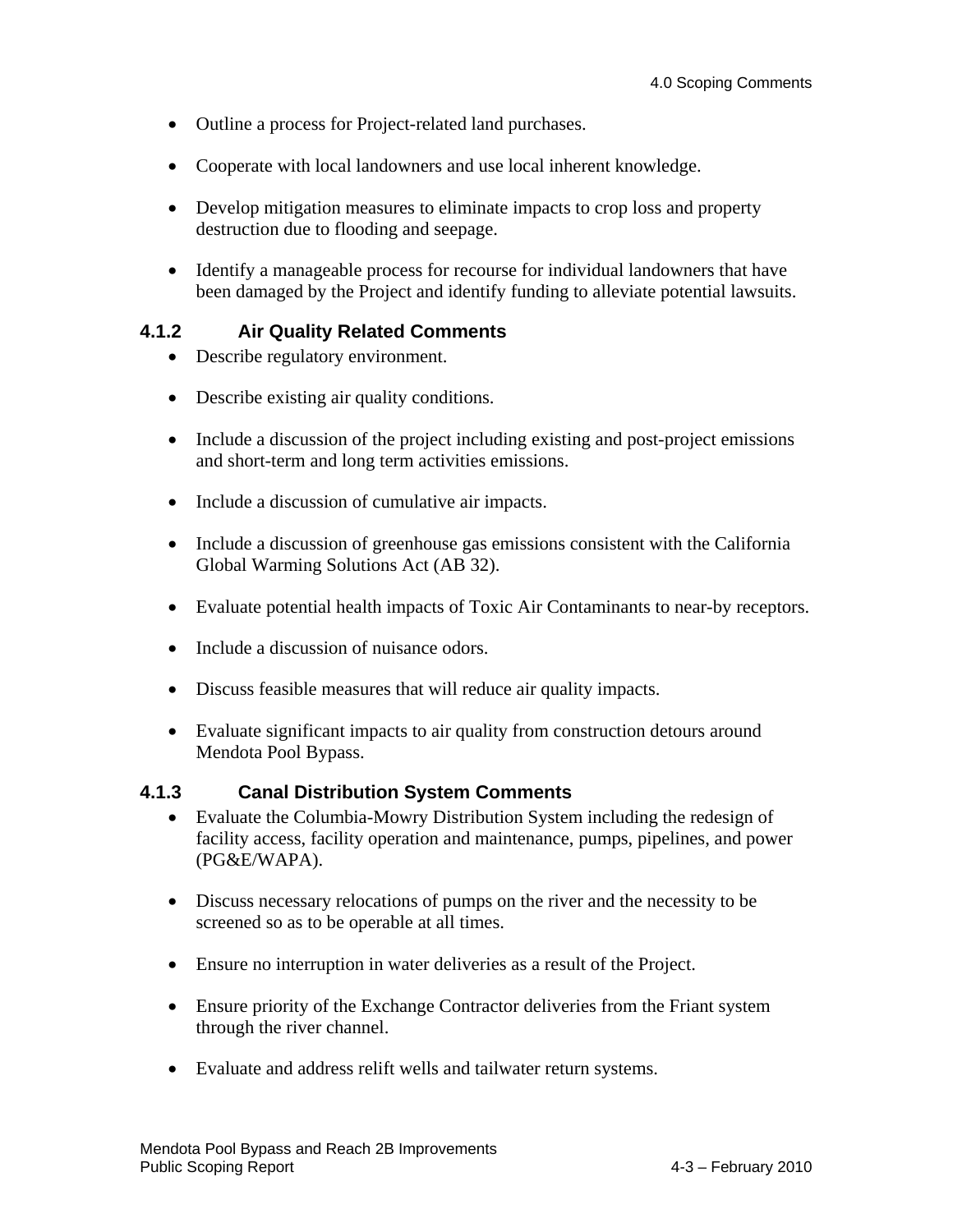- Outline a process for Project-related land purchases.
- Cooperate with local landowners and use local inherent knowledge.
- Develop mitigation measures to eliminate impacts to crop loss and property destruction due to flooding and seepage.
- Identify a manageable process for recourse for individual landowners that have been damaged by the Project and identify funding to alleviate potential lawsuits.

### 4.1.2 Air Quality Related Comments

- Describe regulatory environment.
- Describe existing air quality conditions.
- Include a discussion of the project including existing and post-project emissions and short-term and long term activities emissions.
- Include a discussion of cumulative air impacts.
- Include a discussion of greenhouse gas emissions consistent with the California Global Warming Solutions Act (AB 32).
- Evaluate potential health impacts of Toxic Air Contaminants to near-by receptors.
- Include a discussion of nuisance odors.
- Discuss feasible measures that will reduce air quality impacts.
- Evaluate significant impacts to air quality from construction detours around Mendota Pool Bypass.

### 4.1.3 Canal Distribution System Comments

- Evaluate the Columbia-Mowry Distribution System including the redesign of facility access, facility operation and maintenance, pumps, pipelines, and power (PG&E/WAPA).
- Discuss necessary relocations of pumps on the river and the necessity to be screened so as to be operable at all times.
- Ensure no interruption in water deliveries as a result of the Project.
- Ensure priority of the Exchange Contractor deliveries from the Friant system through the river channel.
- Evaluate and address relift wells and tailwater return systems.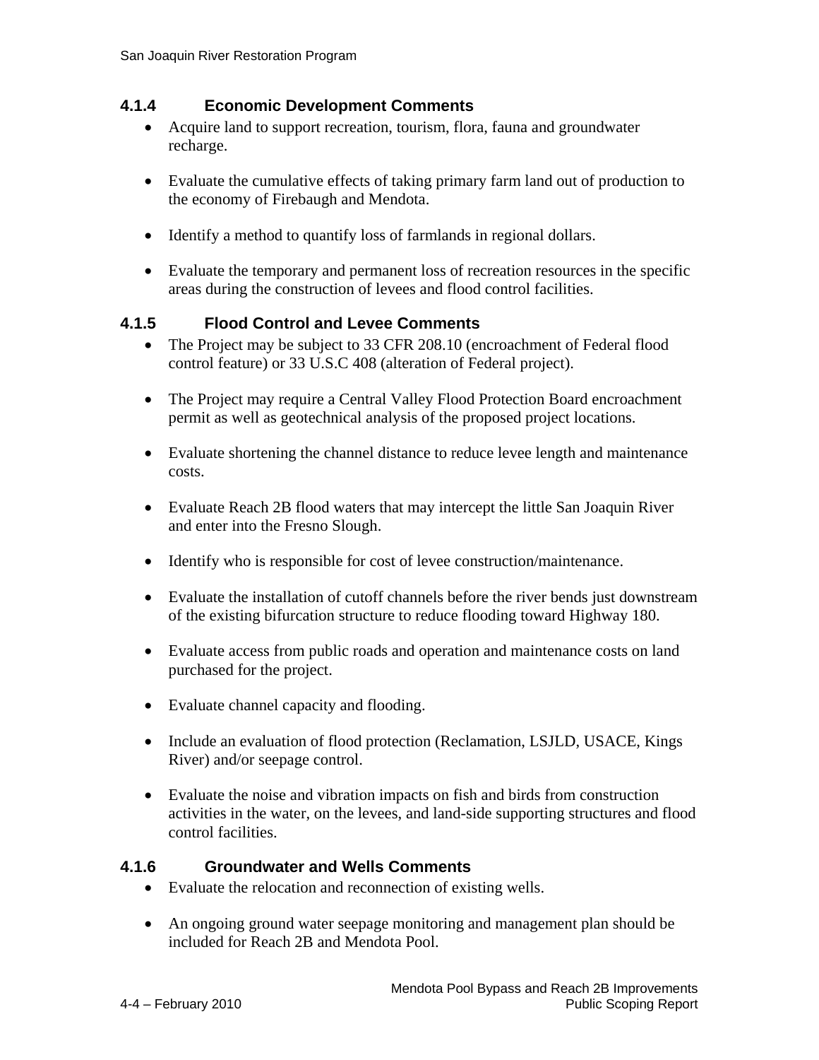### 4.1.4 Economic Development Comments

- Acquire land to support recreation, tourism, flora, fauna and groundwater recharge.
- Evaluate the cumulative effects of taking primary farm land out of production to the economy of Firebaugh and Mendota.
- Identify a method to quantify loss of farmlands in regional dollars.
- Evaluate the temporary and permanent loss of recreation resources in the specific areas during the construction of levees and flood control facilities.

### 4.1.5 Flood Control and Levee Comments

- The Project may be subject to 33 CFR 208.10 (encroachment of Federal flood control feature) or 33 U.S.C 408 (alteration of Federal project).
- The Project may require a Central Valley Flood Protection Board encroachment permit as well as geotechnical analysis of the proposed project locations.
- Evaluate shortening the channel distance to reduce levee length and maintenance costs.
- Evaluate Reach 2B flood waters that may intercept the little San Joaquin River and enter into the Fresno Slough.
- Identify who is responsible for cost of levee construction/maintenance.
- Evaluate the installation of cutoff channels before the river bends just downstream of the existing bifurcation structure to reduce flooding toward Highway 180.
- Evaluate access from public roads and operation and maintenance costs on land purchased for the project.
- Evaluate channel capacity and flooding.
- Include an evaluation of flood protection (Reclamation, LSJLD, USACE, Kings River) and/or seepage control.
- Evaluate the noise and vibration impacts on fish and birds from construction activities in the water, on the levees, and land-side supporting structures and flood control facilities.

### 4.1.6 Groundwater and Wells Comments

- Evaluate the relocation and reconnection of existing wells.
- An ongoing ground water seepage monitoring and management plan should be included for Reach 2B and Mendota Pool.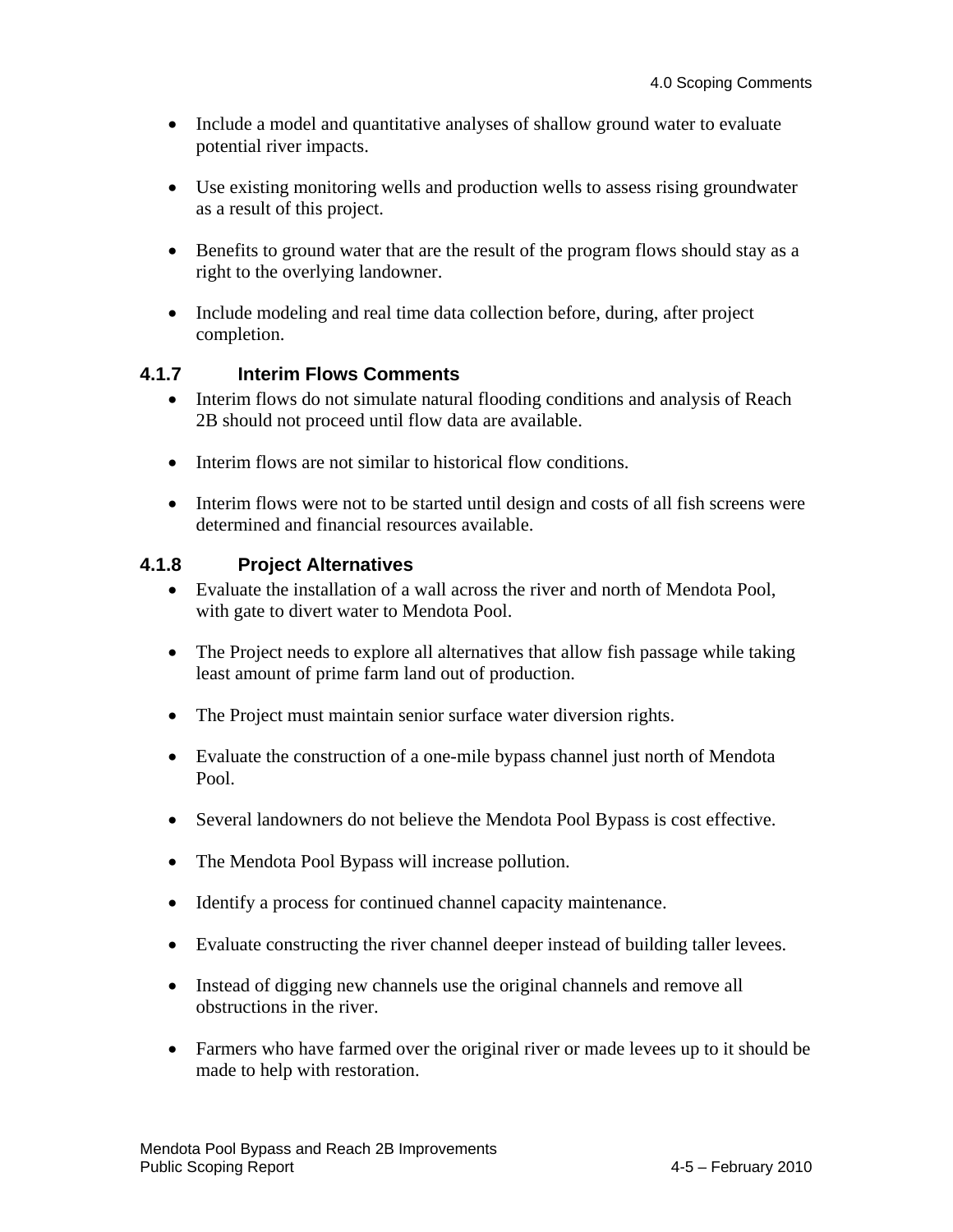- Include a model and quantitative analyses of shallow ground water to evaluate potential river impacts.

- Use existing monitoring wells and production wells to assess rising groundwater as a result of this project.

- Benefits to ground water that are the result of the program flows should stay as a right to the overlying landowner.

- Include modeling and real time data collection before, during, after project completion.

### 4.1.7 Interim Flows Comments

- Interim flows do not simulate natural flooding conditions and analysis of Reach 2B should not proceed until flow data are available.

- Interim flows are not similar to historical flow conditions.

- Interim flows were not to be started until design and costs of all fish screens were determined and financial resources available.

### 4.1.8 Project Alternatives

- Evaluate the installation of a wall across the river and north of Mendota Pool, with gate to divert water to Mendota Pool.

- The Project needs to explore all alternatives that allow fish passage while taking least amount of prime farm land out of production.

- The Project must maintain senior surface water diversion rights.

- Evaluate the construction of a one-mile bypass channel just north of Mendota Pool.

- Several landowners do not believe the Mendota Pool Bypass is cost effective.

- The Mendota Pool Bypass will increase pollution.

- Identify a process for continued channel capacity maintenance.

- Evaluate constructing the river channel deeper instead of building taller levees.

- Instead of digging new channels use the original channels and remove all obstructions in the river.

- Farmers who have farmed over the original river or made levees up to it should be made to help with restoration.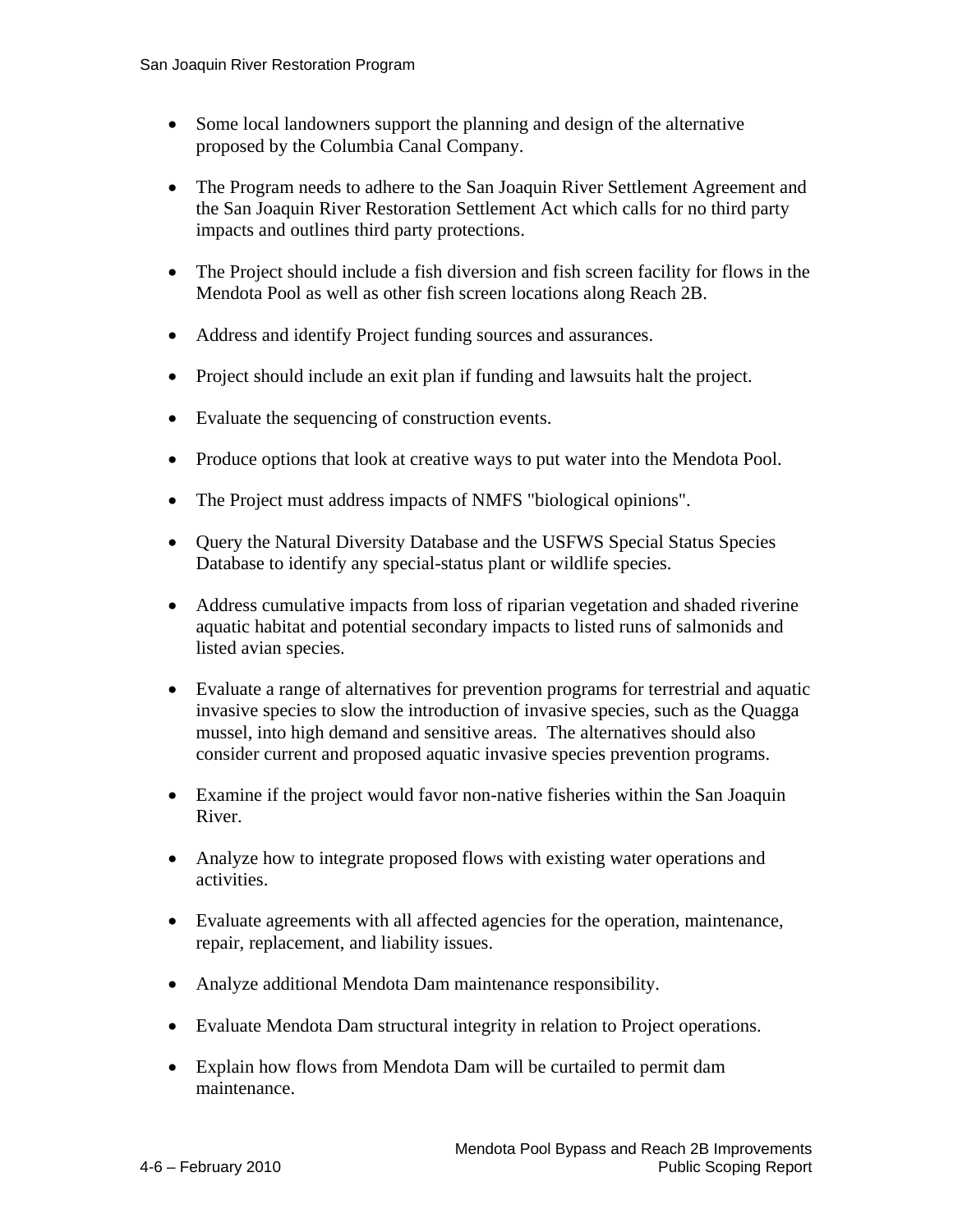- Some local landowners support the planning and design of the alternative proposed by the Columbia Canal Company.

- The Program needs to adhere to the San Joaquin River Settlement Agreement and the San Joaquin River Restoration Settlement Act which calls for no third party impacts and outlines third party protections.

- The Project should include a fish diversion and fish screen facility for flows in the Mendota Pool as well as other fish screen locations along Reach 2B.

- Address and identify Project funding sources and assurances.

- Project should include an exit plan if funding and lawsuits halt the project.

- Evaluate the sequencing of construction events.

- Produce options that look at creative ways to put water into the Mendota Pool.

- The Project must address impacts of NMFS "biological opinions".

- Query the Natural Diversity Database and the USFWS Special Status Species Database to identify any special-status plant or wildlife species.

- Address cumulative impacts from loss of riparian vegetation and shaded riverine aquatic habitat and potential secondary impacts to listed runs of salmonids and listed avian species.

- Evaluate a range of alternatives for prevention programs for terrestrial and aquatic invasive species to slow the introduction of invasive species, such as the Quagga mussel, into high demand and sensitive areas. The alternatives should also consider current and proposed aquatic invasive species prevention programs.

- Examine if the project would favor non-native fisheries within the San Joaquin River.

- Analyze how to integrate proposed flows with existing water operations and activities.

- Evaluate agreements with all affected agencies for the operation, maintenance, repair, replacement, and liability issues.

- Analyze additional Mendota Dam maintenance responsibility.

- Evaluate Mendota Dam structural integrity in relation to Project operations.

- Explain how flows from Mendota Dam will be curtailed to permit dam maintenance.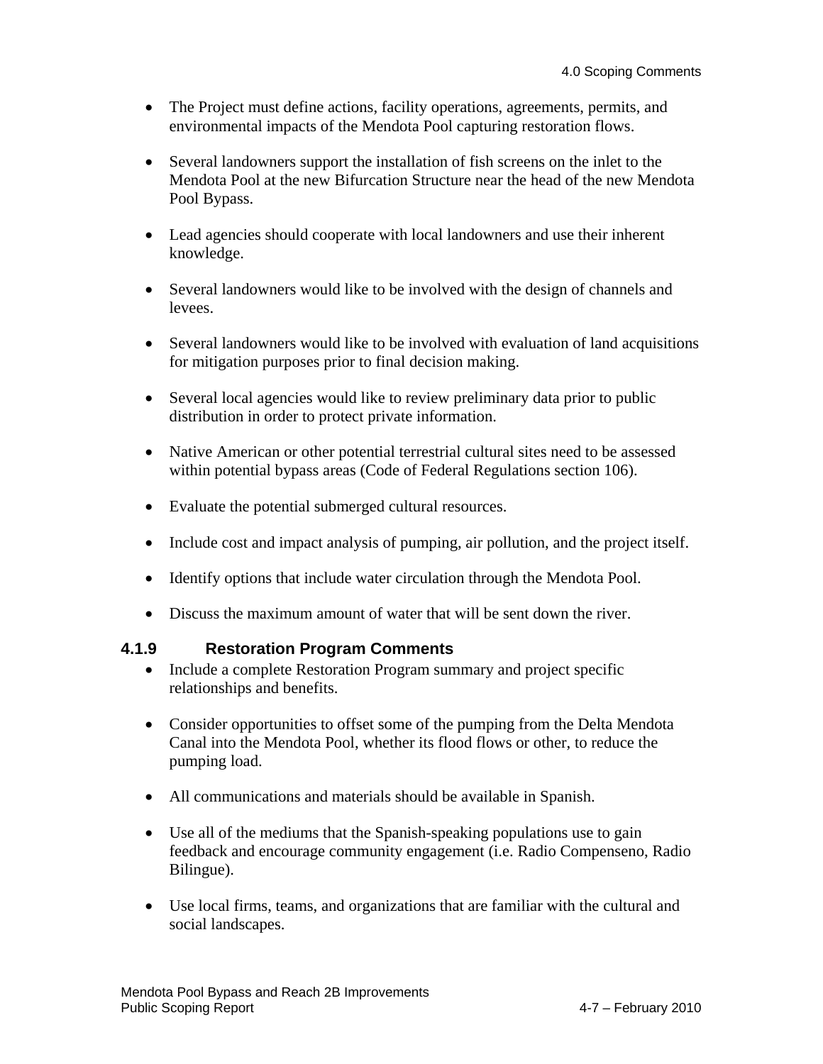- The Project must define actions, facility operations, agreements, permits, and environmental impacts of the Mendota Pool capturing restoration flows.
- Several landowners support the installation of fish screens on the inlet to the Mendota Pool at the new Bifurcation Structure near the head of the new Mendota Pool Bypass.
- Lead agencies should cooperate with local landowners and use their inherent knowledge.
- Several landowners would like to be involved with the design of channels and levees.
- Several landowners would like to be involved with evaluation of land acquisitions for mitigation purposes prior to final decision making.
- Several local agencies would like to review preliminary data prior to public distribution in order to protect private information.
- Native American or other potential terrestrial cultural sites need to be assessed within potential bypass areas (Code of Federal Regulations section 106).
- Evaluate the potential submerged cultural resources.
- Include cost and impact analysis of pumping, air pollution, and the project itself.
- Identify options that include water circulation through the Mendota Pool.
- Discuss the maximum amount of water that will be sent down the river.

### 4.1.9 Restoration Program Comments

- Include a complete Restoration Program summary and project specific relationships and benefits.
- Consider opportunities to offset some of the pumping from the Delta Mendota Canal into the Mendota Pool, whether its flood flows or other, to reduce the pumping load.
- All communications and materials should be available in Spanish.
- Use all of the mediums that the Spanish-speaking populations use to gain feedback and encourage community engagement (i.e. Radio Compenseno, Radio Bilingue).
- Use local firms, teams, and organizations that are familiar with the cultural and social landscapes.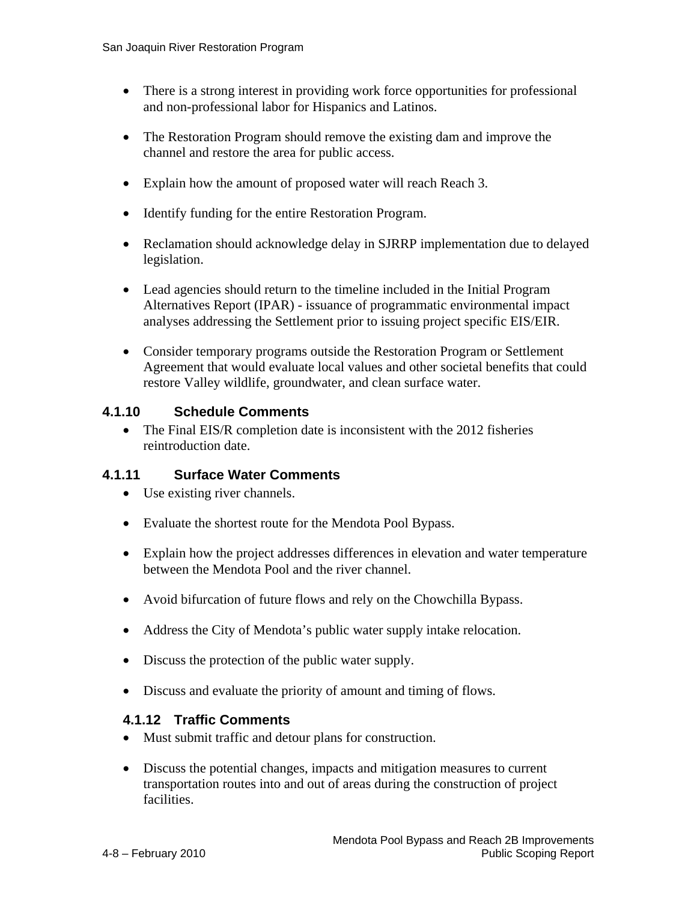- There is a strong interest in providing work force opportunities for professional and non-professional labor for Hispanics and Latinos.

- The Restoration Program should remove the existing dam and improve the channel and restore the area for public access.

- Explain how the amount of proposed water will reach Reach 3.

- Identify funding for the entire Restoration Program.

- Reclamation should acknowledge delay in SJRRP implementation due to delayed legislation.

- Lead agencies should return to the timeline included in the Initial Program Alternatives Report (IPAR) - issuance of programmatic environmental impact analyses addressing the Settlement prior to issuing project specific EIS/EIR.

- Consider temporary programs outside the Restoration Program or Settlement Agreement that would evaluate local values and other societal benefits that could restore Valley wildlife, groundwater, and clean surface water.

### 4.1.10 Schedule Comments

- The Final EIS/R completion date is inconsistent with the 2012 fisheries reintroduction date.

### 4.1.11 Surface Water Comments

- Use existing river channels.

- Evaluate the shortest route for the Mendota Pool Bypass.

- Explain how the project addresses differences in elevation and water temperature between the Mendota Pool and the river channel.

- Avoid bifurcation of future flows and rely on the Chowchilla Bypass.

- Address the City of Mendota's public water supply intake relocation.

- Discuss the protection of the public water supply.

- Discuss and evaluate the priority of amount and timing of flows.

### 4.1.12 Traffic Comments

- Must submit traffic and detour plans for construction.

- Discuss the potential changes, impacts and mitigation measures to current transportation routes into and out of areas during the construction of project facilities.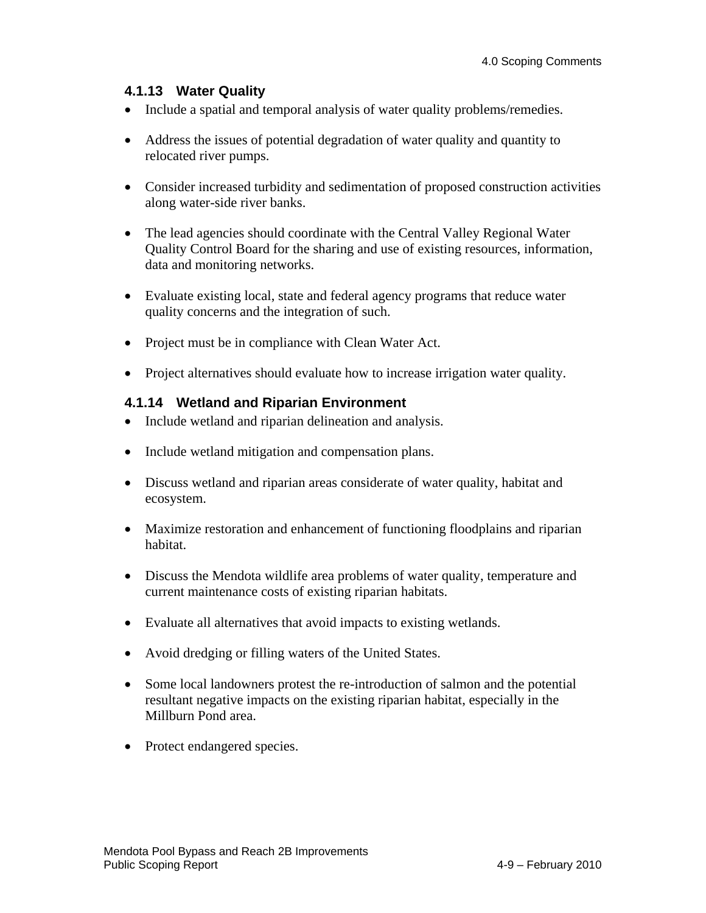### 4.1.13 Water Quality

- Include a spatial and temporal analysis of water quality problems/remedies.
- Address the issues of potential degradation of water quality and quantity to relocated river pumps.
- Consider increased turbidity and sedimentation of proposed construction activities along water-side river banks.
- The lead agencies should coordinate with the Central Valley Regional Water Quality Control Board for the sharing and use of existing resources, information, data and monitoring networks.
- Evaluate existing local, state and federal agency programs that reduce water quality concerns and the integration of such.
- Project must be in compliance with Clean Water Act.
- Project alternatives should evaluate how to increase irrigation water quality.

### 4.1.14 Wetland and Riparian Environment

- Include wetland and riparian delineation and analysis.
- Include wetland mitigation and compensation plans.
- Discuss wetland and riparian areas considerate of water quality, habitat and ecosystem.
- Maximize restoration and enhancement of functioning floodplains and riparian habitat.
- Discuss the Mendota wildlife area problems of water quality, temperature and current maintenance costs of existing riparian habitats.
- Evaluate all alternatives that avoid impacts to existing wetlands.
- Avoid dredging or filling waters of the United States.
- Some local landowners protest the re-introduction of salmon and the potential resultant negative impacts on the existing riparian habitat, especially in the Millburn Pond area.
- Protect endangered species.